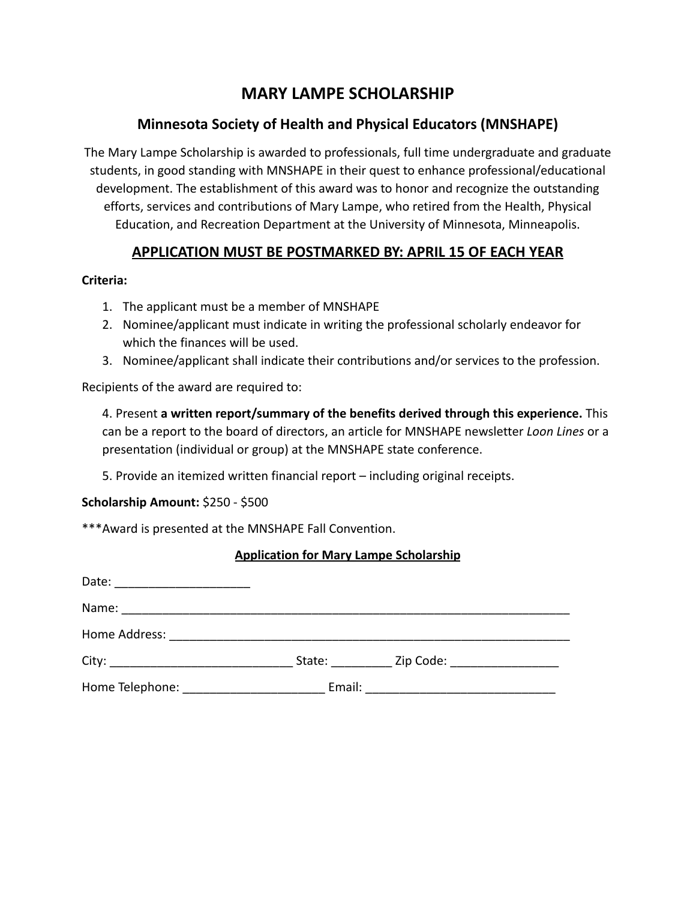# MARY LAMPE SCHOLARSHIP

## Minnesota Society of Health and Physical Educators (MNSHAPE)

The Mary Lampe Scholarship is awarded to professionals, full time undergraduate and graduate students, in good standing with MNSHAPE in their quest to enhance professional/educational development. The establishment of this award was to honor and recognize the outstanding efforts, services and contributions of Mary Lampe, who retired from the Health, Physical Education, and Recreation Department at the University of Minnesota, Minneapolis.

## APPLICATION MUST BE POSTMARKED BY: APRIL 15 OF EACH YEAR

**Criteria:**

1. The applicant must be a member of MNSHAPE
2. Nominee/applicant must indicate in writing the professional scholarly endeavor for which the finances will be used.
3. Nominee/applicant shall indicate their contributions and/or services to the profession.

Recipients of the award are required to:

4. Present **a written report/summary of the benefits derived through this experience.** This can be a report to the board of directors, an article for MNSHAPE newsletter *Loon Lines* or a presentation (individual or group) at the MNSHAPE state conference.

5. Provide an itemized written financial report – including original receipts.

**Scholarship Amount:** $250 - $500

***Award is presented at the MNSHAPE Fall Convention.

### Application for Mary Lampe Scholarship

Date: ____________________

Name: ____________________________________________________________________

Home Address: _____________________________________________________________

City: ___________________________ State: _________ Zip Code: ________________

Home Telephone: _____________________ Email: ____________________________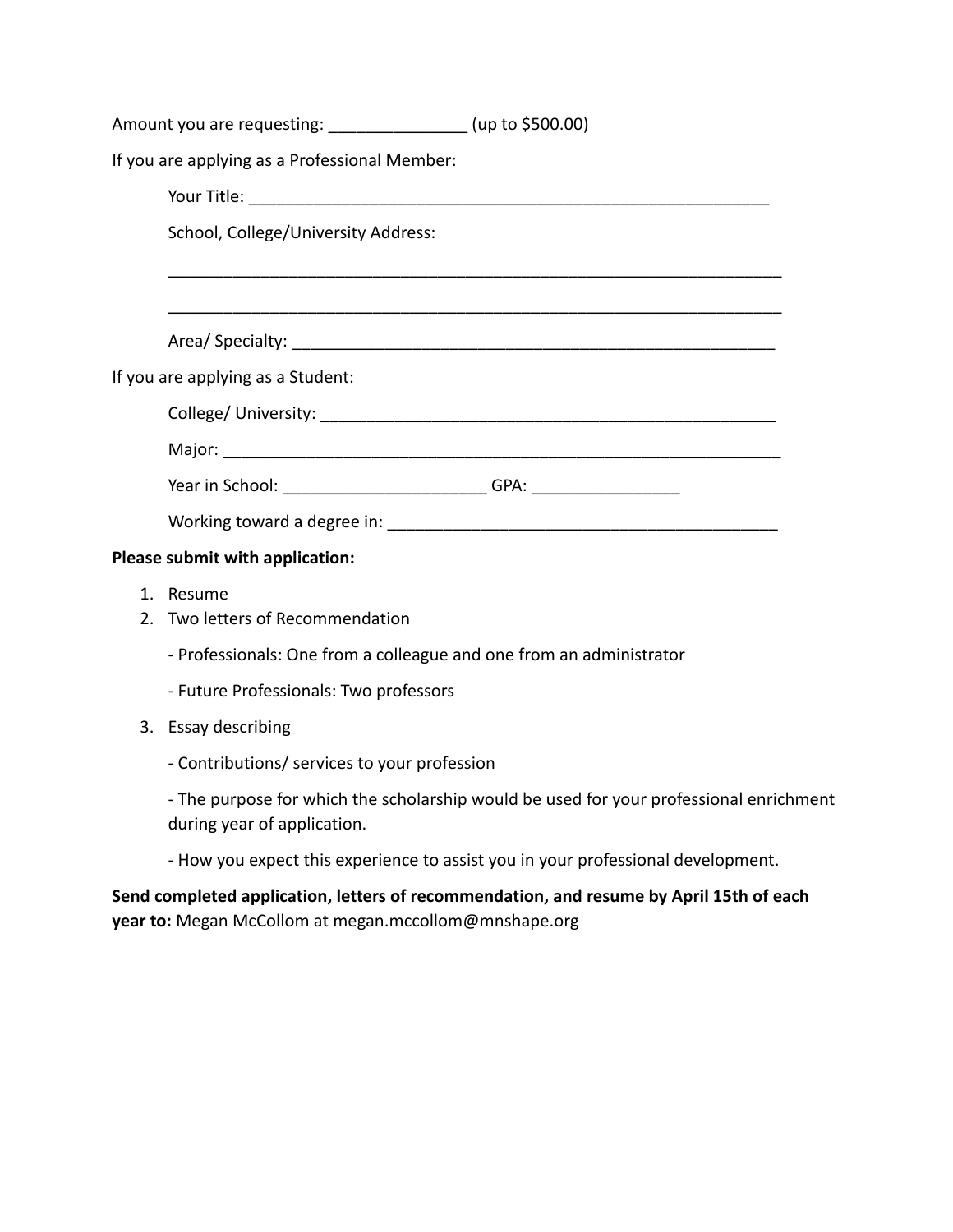Amount you are requesting: _______________ (up to $500.00)

If you are applying as a Professional Member:

Your Title: ___________________________________________________________

School, College/University Address:

____________________________________________________________________

____________________________________________________________________

Area/ Specialty: ______________________________________________________

If you are applying as a Student:

College/ University: ___________________________________________________

Major: _______________________________________________________________

Year in School: ______________________ GPA: ________________

Working toward a degree in: ___________________________________________

**Please submit with application:**

1. Resume
2. Two letters of Recommendation

   - Professionals: One from a colleague and one from an administrator

   - Future Professionals: Two professors

3. Essay describing

   - Contributions/ services to your profession

   - The purpose for which the scholarship would be used for your professional enrichment during year of application.

   - How you expect this experience to assist you in your professional development.

**Send completed application, letters of recommendation, and resume by April 15th of each year to:** Megan McCollom at megan.mccollom@mnshape.org